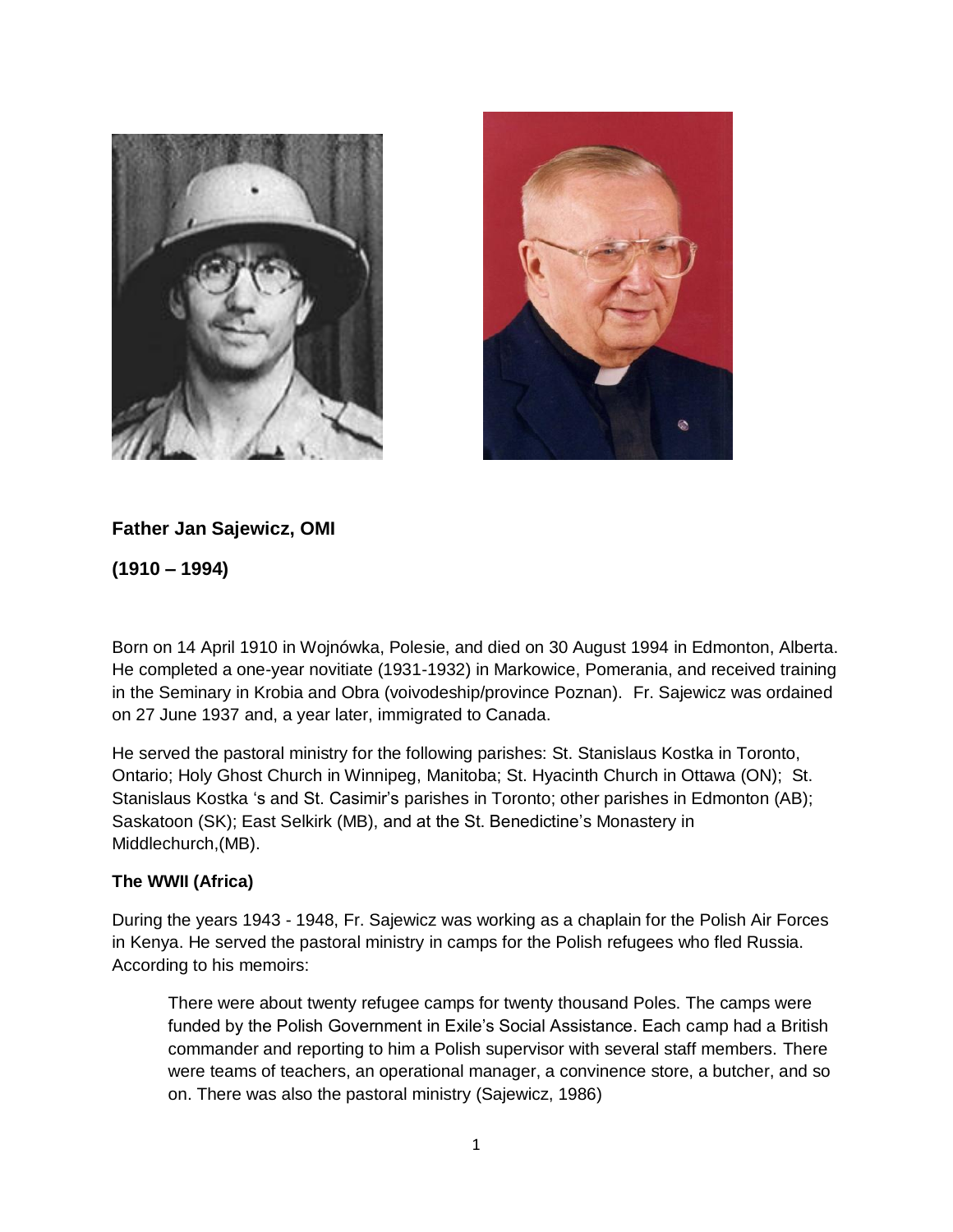**Father Jan Sajewicz, OMI**

**(1910 – 1994)**

Born on 14 April 1910 in Wojnówka, Polesie, and died on 30 August 1994 in Edmonton, Alberta. He completed a one-year novitiate (1931-1932) in Markowice, Pomerania, and received training in the Seminary in Krobia and Obra (voivodeship/province Poznan). Fr. Sajewicz was ordained on 27 June 1937 and, a year later, immigrated to Canada.

He served the pastoral ministry for the following parishes: St. Stanislaus Kostka in Toronto, Ontario; Holy Ghost Church in Winnipeg, Manitoba; St. Hyacinth Church in Ottawa (ON); St. Stanislaus Kostka 's and St. Casimir's parishes in Toronto; other parishes in Edmonton (AB); Saskatoon (SK); East Selkirk (MB), and at the St. Benedictine's Monastery in Middlechurch,(MB).

**The WWII (Africa)**

During the years 1943 - 1948, Fr. Sajewicz was working as a chaplain for the Polish Air Forces in Kenya. He served the pastoral ministry in camps for the Polish refugees who fled Russia. According to his memoirs:

> There were about twenty refugee camps for twenty thousand Poles. The camps were funded by the Polish Government in Exile's Social Assistance. Each camp had a British commander and reporting to him a Polish supervisor with several staff members. There were teams of teachers, an operational manager, a convinence store, a butcher, and so on. There was also the pastoral ministry (Sajewicz, 1986)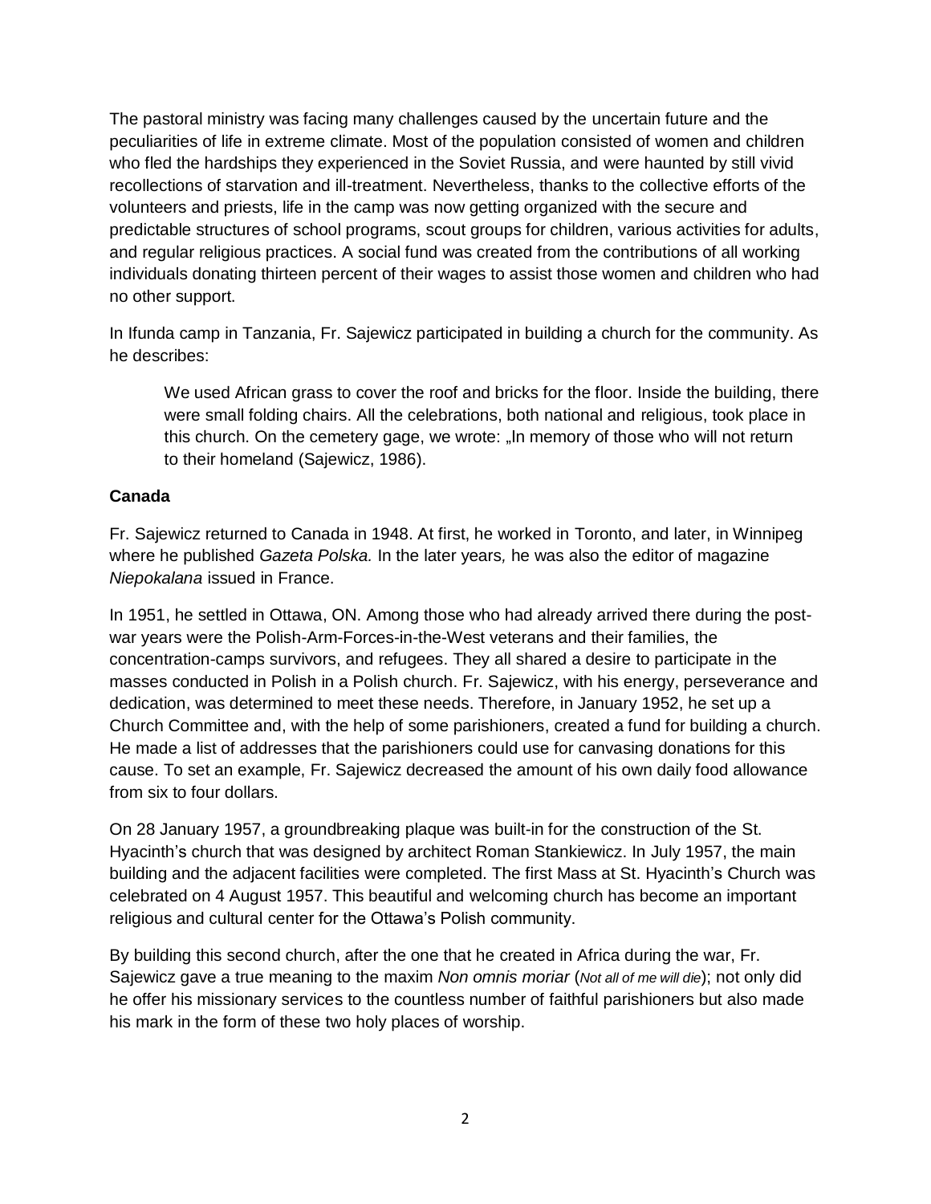The pastoral ministry was facing many challenges caused by the uncertain future and the peculiarities of life in extreme climate. Most of the population consisted of women and children who fled the hardships they experienced in the Soviet Russia, and were haunted by still vivid recollections of starvation and ill-treatment. Nevertheless, thanks to the collective efforts of the volunteers and priests, life in the camp was now getting organized with the secure and predictable structures of school programs, scout groups for children, various activities for adults, and regular religious practices. A social fund was created from the contributions of all working individuals donating thirteen percent of their wages to assist those women and children who had no other support.

In Ifunda camp in Tanzania, Fr. Sajewicz participated in building a church for the community. As he describes:

> We used African grass to cover the roof and bricks for the floor. Inside the building, there were small folding chairs. All the celebrations, both national and religious, took place in this church. On the cemetery gage, we wrote: „In memory of those who will not return to their homeland (Sajewicz, 1986).

**Canada**

Fr. Sajewicz returned to Canada in 1948. At first, he worked in Toronto, and later, in Winnipeg where he published *Gazeta Polska.* In the later years, he was also the editor of magazine *Niepokalana* issued in France.

In 1951, he settled in Ottawa, ON. Among those who had already arrived there during the post-war years were the Polish-Arm-Forces-in-the-West veterans and their families, the concentration-camps survivors, and refugees. They all shared a desire to participate in the masses conducted in Polish in a Polish church. Fr. Sajewicz, with his energy, perseverance and dedication, was determined to meet these needs. Therefore, in January 1952, he set up a Church Committee and, with the help of some parishioners, created a fund for building a church. He made a list of addresses that the parishioners could use for canvasing donations for this cause. To set an example, Fr. Sajewicz decreased the amount of his own daily food allowance from six to four dollars.

On 28 January 1957, a groundbreaking plaque was built-in for the construction of the St. Hyacinth's church that was designed by architect Roman Stankiewicz. In July 1957, the main building and the adjacent facilities were completed. The first Mass at St. Hyacinth's Church was celebrated on 4 August 1957. This beautiful and welcoming church has become an important religious and cultural center for the Ottawa's Polish community.

By building this second church, after the one that he created in Africa during the war, Fr. Sajewicz gave a true meaning to the maxim *Non omnis moriar* (*Not all of me will die*); not only did he offer his missionary services to the countless number of faithful parishioners but also made his mark in the form of these two holy places of worship.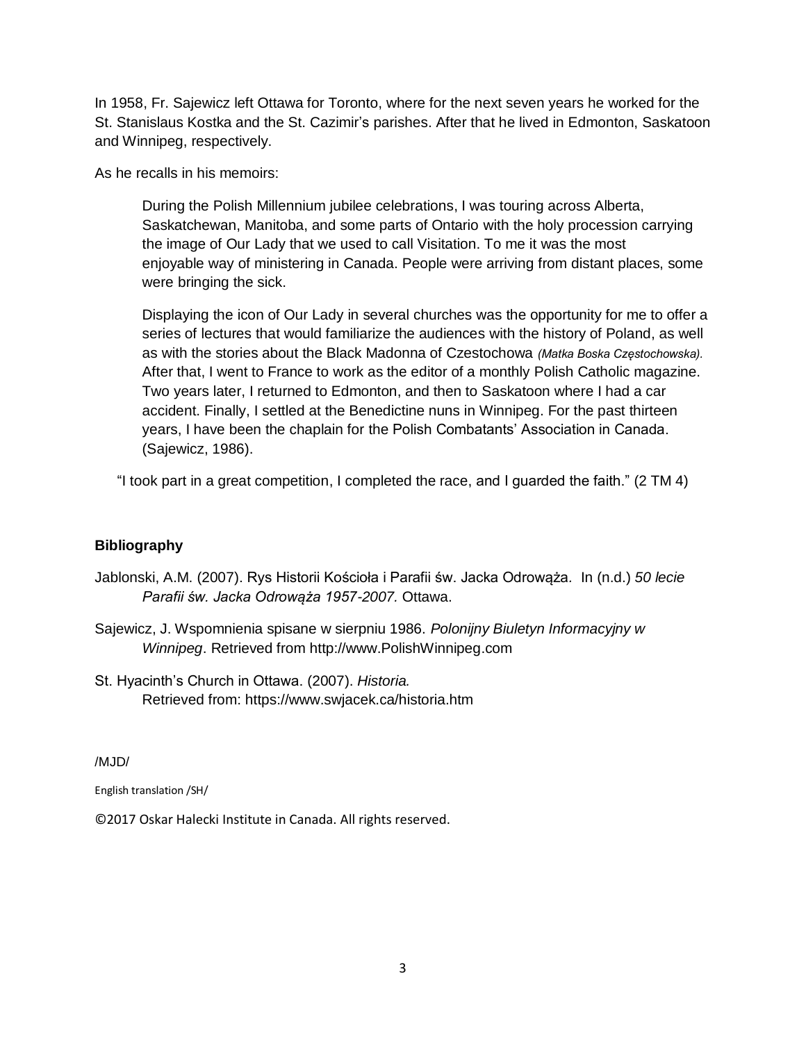In 1958, Fr. Sajewicz left Ottawa for Toronto, where for the next seven years he worked for the St. Stanislaus Kostka and the St. Cazimir's parishes. After that he lived in Edmonton, Saskatoon and Winnipeg, respectively.

As he recalls in his memoirs:

> During the Polish Millennium jubilee celebrations, I was touring across Alberta, Saskatchewan, Manitoba, and some parts of Ontario with the holy procession carrying the image of Our Lady that we used to call Visitation. To me it was the most enjoyable way of ministering in Canada. People were arriving from distant places, some were bringing the sick.
>
> Displaying the icon of Our Lady in several churches was the opportunity for me to offer a series of lectures that would familiarize the audiences with the history of Poland, as well as with the stories about the Black Madonna of Czestochowa *(Matka Boska Częstochowska).* After that, I went to France to work as the editor of a monthly Polish Catholic magazine. Two years later, I returned to Edmonton, and then to Saskatoon where I had a car accident. Finally, I settled at the Benedictine nuns in Winnipeg. For the past thirteen years, I have been the chaplain for the Polish Combatants' Association in Canada. (Sajewicz, 1986).

"I took part in a great competition, I completed the race, and I guarded the faith." (2 TM 4)

### Bibliography

Jablonski, A.M. (2007). Rys Historii Kościoła i Parafii św. Jacka Odrowąża. In (n.d.) *50 lecie Parafii św. Jacka Odrowąża 1957-2007.* Ottawa.

Sajewicz, J. Wspomnienia spisane w sierpniu 1986. *Polonijny Biuletyn Informacyjny w Winnipeg*. Retrieved from http://www.PolishWinnipeg.com

St. Hyacinth's Church in Ottawa. (2007). *Historia.* Retrieved from: https://www.swjacek.ca/historia.htm

/MJD/

English translation /SH/

©2017 Oskar Halecki Institute in Canada. All rights reserved.